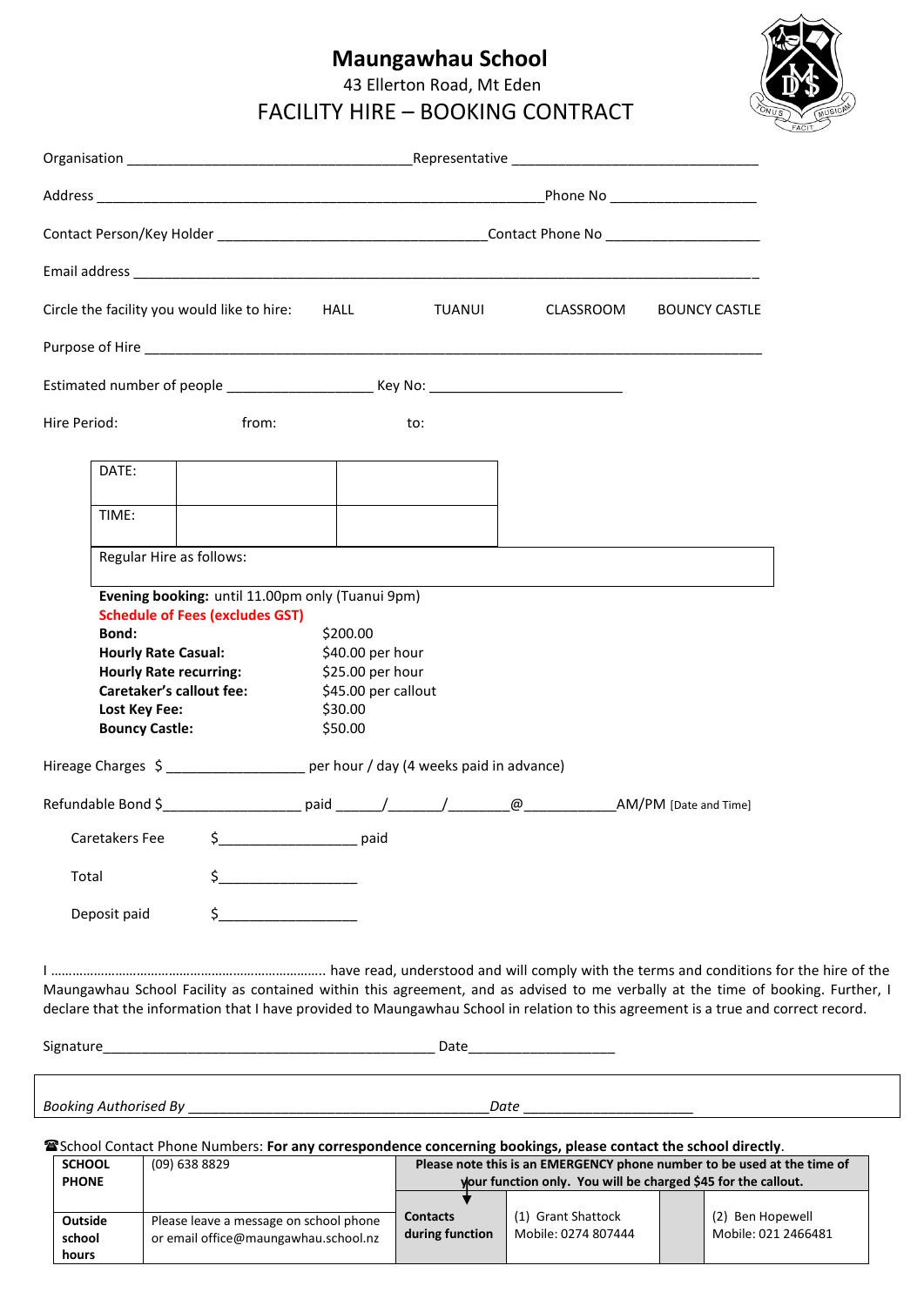# Maungawhau School

43 Ellerton Road, Mt Eden

## FACILITY HIRE – BOOKING CONTRACT

Organisation ___________________________________Representative ________________________________

Address ________________________________________________________Phone No ___________________

Contact Person/Key Holder __________________________________Contact Phone No ____________________

Email address _________________________________________________________________________________

Circle the facility you would like to hire: HALL TUANUI CLASSROOM BOUNCY CASTLE

Purpose of Hire __________________________________________________________________________________

Estimated number of people __________________ Key No: _________________________

Hire Period: from: to:

| DATE: | | |
|---|---|---|
| TIME: | | |

Regular Hire as follows:

**Evening booking:** until 11.00pm only (Tuanui 9pm)

**Schedule of Fees (excludes GST)**

| | |
|---|---|
| **Bond:** | $200.00 |
| **Hourly Rate Casual:** | $40.00 per hour |
| **Hourly Rate recurring:** | $25.00 per hour |
| **Caretaker's callout fee:** | $45.00 per callout |
| **Lost Key Fee:** | $30.00 |
| **Bouncy Castle:** | $50.00 |

Hireage Charges $ _________________ per hour / day (4 weeks paid in advance)

Refundable Bond $_________________ paid ______/_______/________@___________AM/PM [Date and Time]

Caretakers Fee $_________________ paid

Total $_________________

Deposit paid $_________________

I ………………………………………………………………….. have read, understood and will comply with the terms and conditions for the hire of the Maungawhau School Facility as contained within this agreement, and as advised to me verbally at the time of booking. Further, I declare that the information that I have provided to Maungawhau School in relation to this agreement is a true and correct record.

Signature___________________________________________ Date__________________

*Booking Authorised By* ______________________________________ *Date* ______________________

☎School Contact Phone Numbers: **For any correspondence concerning bookings, please contact the school directly**.

| **SCHOOL PHONE** | (09) 638 8829 | **Please note this is an EMERGENCY phone number to be used at the time of your function only. You will be charged $45 for the callout.** | | | |
|---|---|---|---|---|---|
| **Outside school hours** | Please leave a message on school phone or email office@maungawhau.school.nz | **Contacts during function** | (1) Grant Shattock Mobile: 0274 807444 | | (2) Ben Hopewell Mobile: 021 2466481 |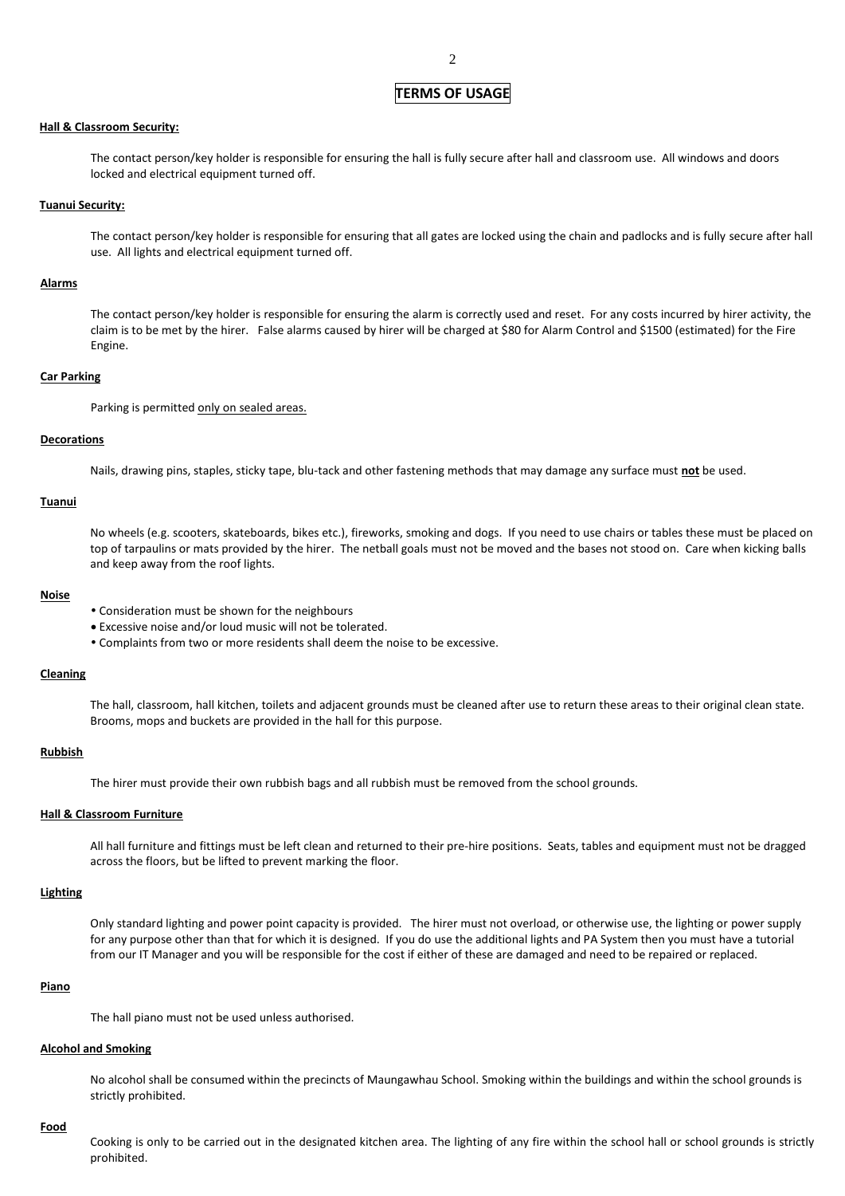# TERMS OF USAGE

**Hall & Classroom Security:**

The contact person/key holder is responsible for ensuring the hall is fully secure after hall and classroom use. All windows and doors locked and electrical equipment turned off.

**Tuanui Security:**

The contact person/key holder is responsible for ensuring that all gates are locked using the chain and padlocks and is fully secure after hall use. All lights and electrical equipment turned off.

**Alarms**

The contact person/key holder is responsible for ensuring the alarm is correctly used and reset. For any costs incurred by hirer activity, the claim is to be met by the hirer. False alarms caused by hirer will be charged at $80 for Alarm Control and $1500 (estimated) for the Fire Engine.

**Car Parking**

Parking is permitted only on sealed areas.

**Decorations**

Nails, drawing pins, staples, sticky tape, blu-tack and other fastening methods that may damage any surface must **not** be used.

**Tuanui**

No wheels (e.g. scooters, skateboards, bikes etc.), fireworks, smoking and dogs. If you need to use chairs or tables these must be placed on top of tarpaulins or mats provided by the hirer. The netball goals must not be moved and the bases not stood on. Care when kicking balls and keep away from the roof lights.

**Noise**

- Consideration must be shown for the neighbours
- Excessive noise and/or loud music will not be tolerated.
- Complaints from two or more residents shall deem the noise to be excessive.

**Cleaning**

The hall, classroom, hall kitchen, toilets and adjacent grounds must be cleaned after use to return these areas to their original clean state. Brooms, mops and buckets are provided in the hall for this purpose.

**Rubbish**

The hirer must provide their own rubbish bags and all rubbish must be removed from the school grounds.

**Hall & Classroom Furniture**

All hall furniture and fittings must be left clean and returned to their pre-hire positions. Seats, tables and equipment must not be dragged across the floors, but be lifted to prevent marking the floor.

**Lighting**

Only standard lighting and power point capacity is provided. The hirer must not overload, or otherwise use, the lighting or power supply for any purpose other than that for which it is designed. If you do use the additional lights and PA System then you must have a tutorial from our IT Manager and you will be responsible for the cost if either of these are damaged and need to be repaired or replaced.

**Piano**

The hall piano must not be used unless authorised.

**Alcohol and Smoking**

No alcohol shall be consumed within the precincts of Maungawhau School. Smoking within the buildings and within the school grounds is strictly prohibited.

**Food**

Cooking is only to be carried out in the designated kitchen area. The lighting of any fire within the school hall or school grounds is strictly prohibited.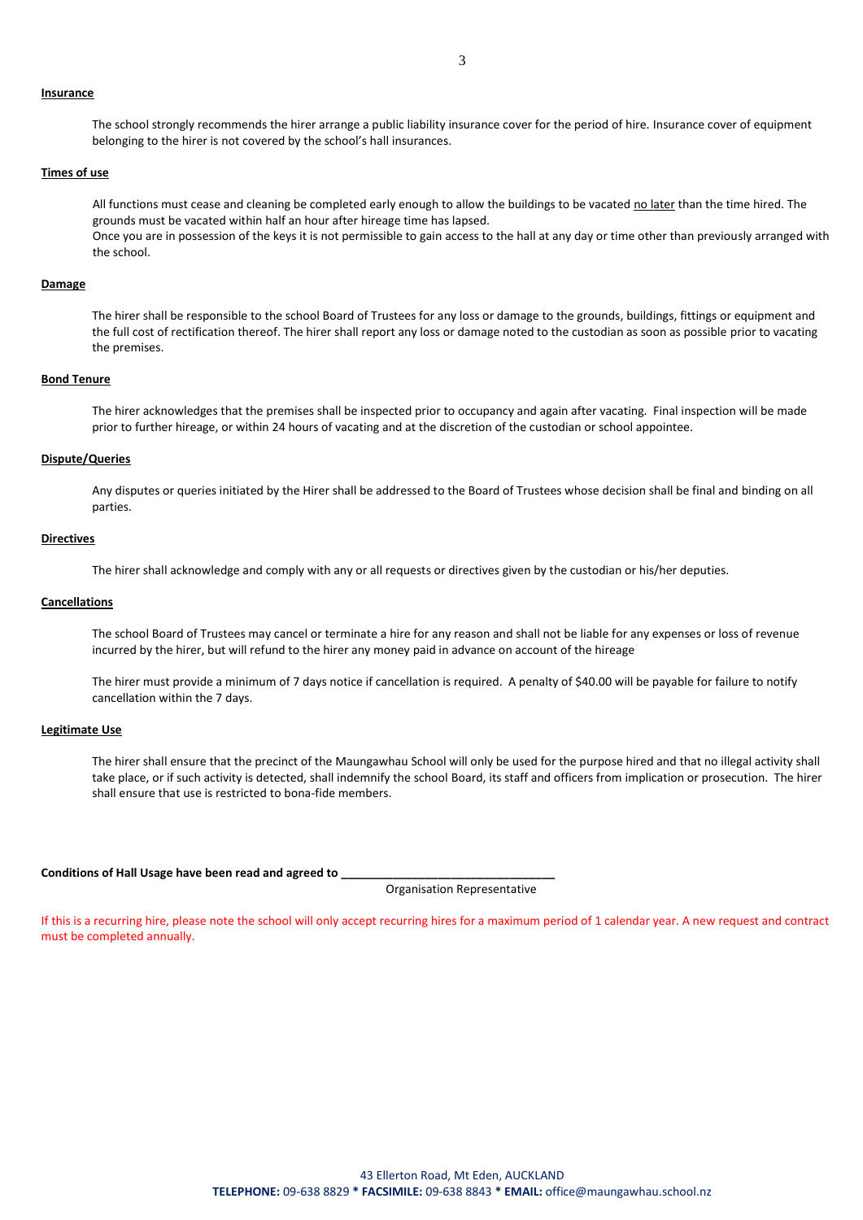**Insurance**

The school strongly recommends the hirer arrange a public liability insurance cover for the period of hire. Insurance cover of equipment belonging to the hirer is not covered by the school's hall insurances.

**Times of use**

All functions must cease and cleaning be completed early enough to allow the buildings to be vacated <u>no later</u> than the time hired. The grounds must be vacated within half an hour after hireage time has lapsed.
Once you are in possession of the keys it is not permissible to gain access to the hall at any day or time other than previously arranged with the school.

**Damage**

The hirer shall be responsible to the school Board of Trustees for any loss or damage to the grounds, buildings, fittings or equipment and the full cost of rectification thereof. The hirer shall report any loss or damage noted to the custodian as soon as possible prior to vacating the premises.

**Bond Tenure**

The hirer acknowledges that the premises shall be inspected prior to occupancy and again after vacating. Final inspection will be made prior to further hireage, or within 24 hours of vacating and at the discretion of the custodian or school appointee.

**Dispute/Queries**

Any disputes or queries initiated by the Hirer shall be addressed to the Board of Trustees whose decision shall be final and binding on all parties.

**Directives**

The hirer shall acknowledge and comply with any or all requests or directives given by the custodian or his/her deputies.

**Cancellations**

The school Board of Trustees may cancel or terminate a hire for any reason and shall not be liable for any expenses or loss of revenue incurred by the hirer, but will refund to the hirer any money paid in advance on account of the hireage

The hirer must provide a minimum of 7 days notice if cancellation is required. A penalty of $40.00 will be payable for failure to notify cancellation within the 7 days.

**Legitimate Use**

The hirer shall ensure that the precinct of the Maungawhau School will only be used for the purpose hired and that no illegal activity shall take place, or if such activity is detected, shall indemnify the school Board, its staff and officers from implication or prosecution. The hirer shall ensure that use is restricted to bona-fide members.

**Conditions of Hall Usage have been read and agreed to** _________________________________

Organisation Representative

If this is a recurring hire, please note the school will only accept recurring hires for a maximum period of 1 calendar year. A new request and contract must be completed annually.

43 Ellerton Road, Mt Eden, AUCKLAND
**TELEPHONE:** 09-638 8829 * **FACSIMILE:** 09-638 8843 * **EMAIL:** office@maungawhau.school.nz